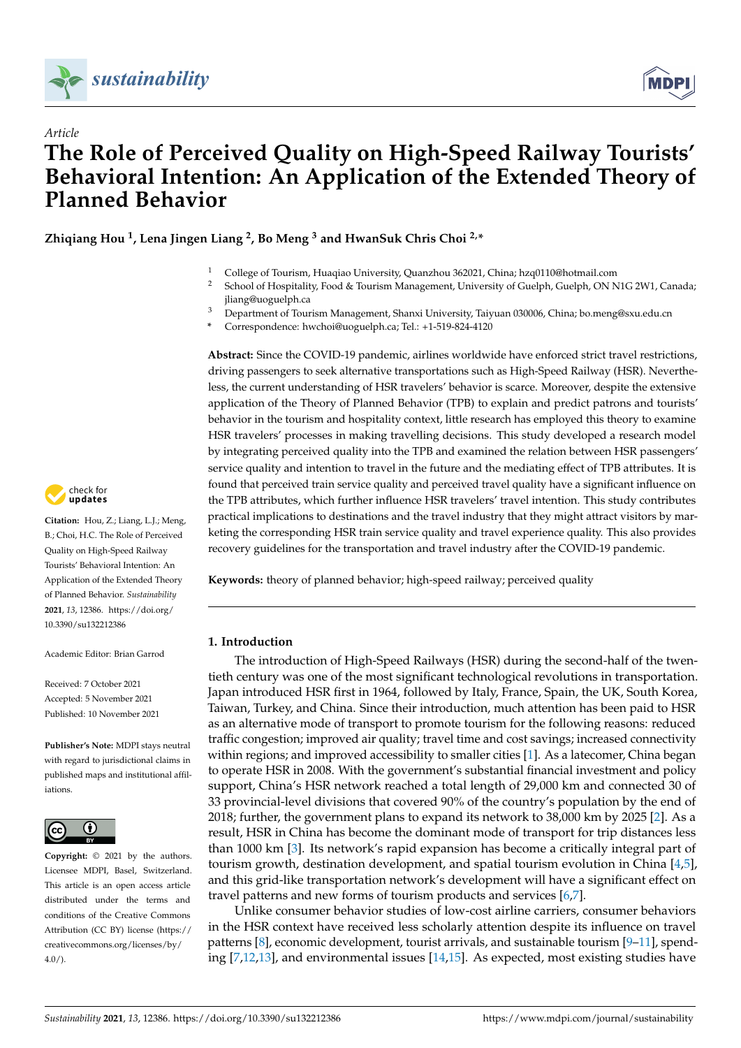*Article*

# The Role of Perceived Quality on High-Speed Railway Tourists' Behavioral Intention: An Application of the Extended Theory of Planned Behavior

**Zhiqiang Hou [1], Lena Jingen Liang [2], Bo Meng [3] and HwanSuk Chris Choi [2,*]**

[1] College of Tourism, Huaqiao University, Quanzhou 362021, China; hzq0110@hotmail.com
[2] School of Hospitality, Food & Tourism Management, University of Guelph, Guelph, ON N1G 2W1, Canada; jliang@uoguelph.ca
[3] Department of Tourism Management, Shanxi University, Taiyuan 030006, China; bo.meng@sxu.edu.cn
* Correspondence: hwchoi@uoguelph.ca; Tel.: +1-519-824-4120

**Citation:** Hou, Z.; Liang, L.J.; Meng, B.; Choi, H.C. The Role of Perceived Quality on High-Speed Railway Tourists' Behavioral Intention: An Application of the Extended Theory of Planned Behavior. *Sustainability* **2021**, *13*, 12386. https://doi.org/10.3390/su132212386

Academic Editor: Brian Garrod

Received: 7 October 2021
Accepted: 5 November 2021
Published: 10 November 2021

**Publisher's Note:** MDPI stays neutral with regard to jurisdictional claims in published maps and institutional affiliations.

**Copyright:** © 2021 by the authors. Licensee MDPI, Basel, Switzerland. This article is an open access article distributed under the terms and conditions of the Creative Commons Attribution (CC BY) license (https://creativecommons.org/licenses/by/4.0/).

**Abstract:** Since the COVID-19 pandemic, airlines worldwide have enforced strict travel restrictions, driving passengers to seek alternative transportations such as High-Speed Railway (HSR). Nevertheless, the current understanding of HSR travelers' behavior is scarce. Moreover, despite the extensive application of the Theory of Planned Behavior (TPB) to explain and predict patrons and tourists' behavior in the tourism and hospitality context, little research has employed this theory to examine HSR travelers' processes in making travelling decisions. This study developed a research model by integrating perceived quality into the TPB and examined the relation between HSR passengers' service quality and intention to travel in the future and the mediating effect of TPB attributes. It is found that perceived train service quality and perceived travel quality have a significant influence on the TPB attributes, which further influence HSR travelers' travel intention. This study contributes practical implications to destinations and the travel industry that they might attract visitors by marketing the corresponding HSR train service quality and travel experience quality. This also provides recovery guidelines for the transportation and travel industry after the COVID-19 pandemic.

**Keywords:** theory of planned behavior; high-speed railway; perceived quality

## 1. Introduction

The introduction of High-Speed Railways (HSR) during the second-half of the twentieth century was one of the most significant technological revolutions in transportation. Japan introduced HSR first in 1964, followed by Italy, France, Spain, the UK, South Korea, Taiwan, Turkey, and China. Since their introduction, much attention has been paid to HSR as an alternative mode of transport to promote tourism for the following reasons: reduced traffic congestion; improved air quality; travel time and cost savings; increased connectivity within regions; and improved accessibility to smaller cities [1]. As a latecomer, China began to operate HSR in 2008. With the government's substantial financial investment and policy support, China's HSR network reached a total length of 29,000 km and connected 30 of 33 provincial-level divisions that covered 90% of the country's population by the end of 2018; further, the government plans to expand its network to 38,000 km by 2025 [2]. As a result, HSR in China has become the dominant mode of transport for trip distances less than 1000 km [3]. Its network's rapid expansion has become a critically integral part of tourism growth, destination development, and spatial tourism evolution in China [4,5], and this grid-like transportation network's development will have a significant effect on travel patterns and new forms of tourism products and services [6,7].

Unlike consumer behavior studies of low-cost airline carriers, consumer behaviors in the HSR context have received less scholarly attention despite its influence on travel patterns [8], economic development, tourist arrivals, and sustainable tourism [9–11], spending [7,12,13], and environmental issues [14,15]. As expected, most existing studies have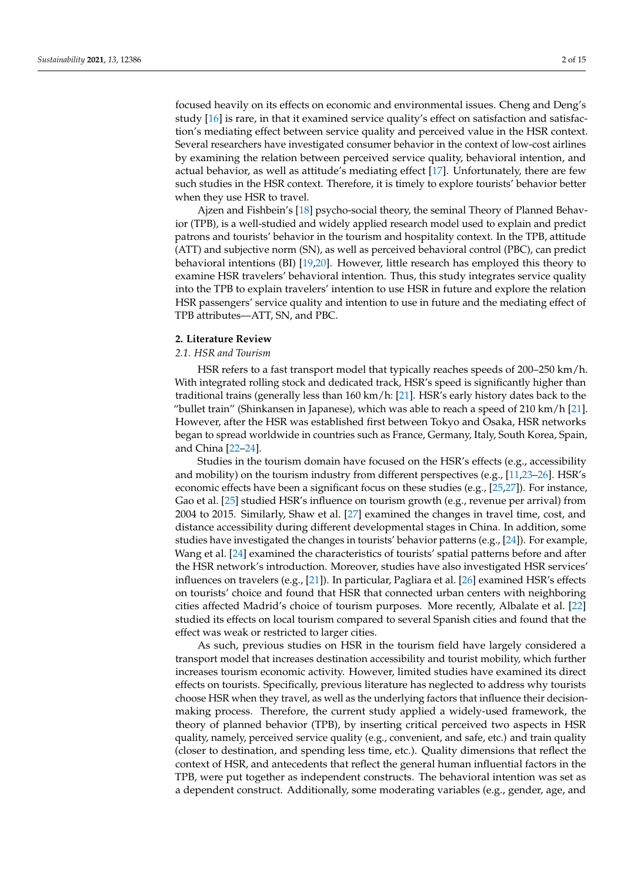focused heavily on its effects on economic and environmental issues. Cheng and Deng's study [16] is rare, in that it examined service quality's effect on satisfaction and satisfaction's mediating effect between service quality and perceived value in the HSR context. Several researchers have investigated consumer behavior in the context of low-cost airlines by examining the relation between perceived service quality, behavioral intention, and actual behavior, as well as attitude's mediating effect [17]. Unfortunately, there are few such studies in the HSR context. Therefore, it is timely to explore tourists' behavior better when they use HSR to travel.

Ajzen and Fishbein's [18] psycho-social theory, the seminal Theory of Planned Behavior (TPB), is a well-studied and widely applied research model used to explain and predict patrons and tourists' behavior in the tourism and hospitality context. In the TPB, attitude (ATT) and subjective norm (SN), as well as perceived behavioral control (PBC), can predict behavioral intentions (BI) [19,20]. However, little research has employed this theory to examine HSR travelers' behavioral intention. Thus, this study integrates service quality into the TPB to explain travelers' intention to use HSR in future and explore the relation HSR passengers' service quality and intention to use in future and the mediating effect of TPB attributes—ATT, SN, and PBC.

## 2. Literature Review

### 2.1. HSR and Tourism

HSR refers to a fast transport model that typically reaches speeds of 200–250 km/h. With integrated rolling stock and dedicated track, HSR's speed is significantly higher than traditional trains (generally less than 160 km/h: [21]. HSR's early history dates back to the "bullet train" (Shinkansen in Japanese), which was able to reach a speed of 210 km/h [21]. However, after the HSR was established first between Tokyo and Osaka, HSR networks began to spread worldwide in countries such as France, Germany, Italy, South Korea, Spain, and China [22–24].

Studies in the tourism domain have focused on the HSR's effects (e.g., accessibility and mobility) on the tourism industry from different perspectives (e.g., [11,23–26]. HSR's economic effects have been a significant focus on these studies (e.g., [25,27]). For instance, Gao et al. [25] studied HSR's influence on tourism growth (e.g., revenue per arrival) from 2004 to 2015. Similarly, Shaw et al. [27] examined the changes in travel time, cost, and distance accessibility during different developmental stages in China. In addition, some studies have investigated the changes in tourists' behavior patterns (e.g., [24]). For example, Wang et al. [24] examined the characteristics of tourists' spatial patterns before and after the HSR network's introduction. Moreover, studies have also investigated HSR services' influences on travelers (e.g., [21]). In particular, Pagliara et al. [26] examined HSR's effects on tourists' choice and found that HSR that connected urban centers with neighboring cities affected Madrid's choice of tourism purposes. More recently, Albalate et al. [22] studied its effects on local tourism compared to several Spanish cities and found that the effect was weak or restricted to larger cities.

As such, previous studies on HSR in the tourism field have largely considered a transport model that increases destination accessibility and tourist mobility, which further increases tourism economic activity. However, limited studies have examined its direct effects on tourists. Specifically, previous literature has neglected to address why tourists choose HSR when they travel, as well as the underlying factors that influence their decision-making process. Therefore, the current study applied a widely-used framework, the theory of planned behavior (TPB), by inserting critical perceived two aspects in HSR quality, namely, perceived service quality (e.g., convenient, and safe, etc.) and train quality (closer to destination, and spending less time, etc.). Quality dimensions that reflect the context of HSR, and antecedents that reflect the general human influential factors in the TPB, were put together as independent constructs. The behavioral intention was set as a dependent construct. Additionally, some moderating variables (e.g., gender, age, and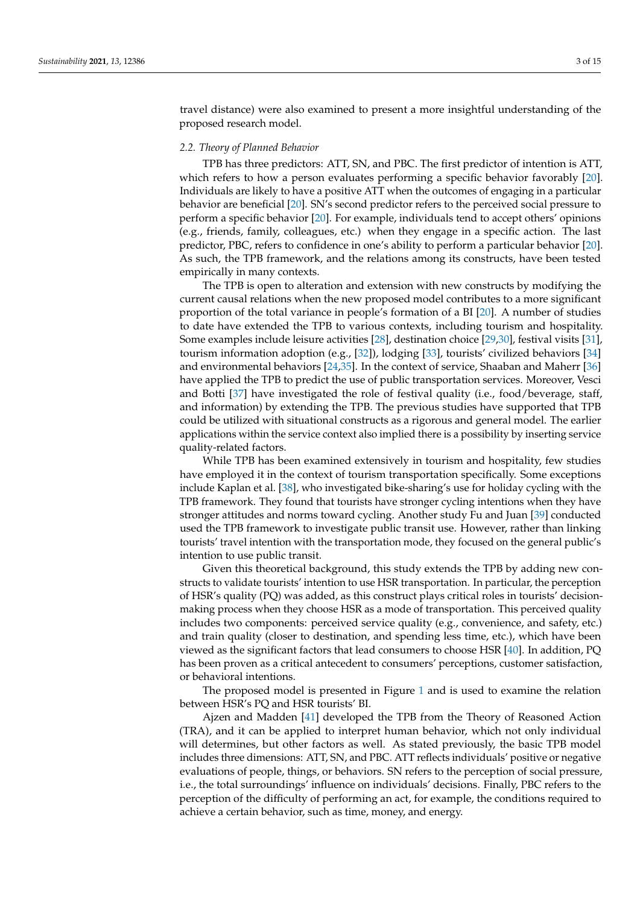travel distance) were also examined to present a more insightful understanding of the proposed research model.

### 2.2. Theory of Planned Behavior

TPB has three predictors: ATT, SN, and PBC. The first predictor of intention is ATT, which refers to how a person evaluates performing a specific behavior favorably [20]. Individuals are likely to have a positive ATT when the outcomes of engaging in a particular behavior are beneficial [20]. SN's second predictor refers to the perceived social pressure to perform a specific behavior [20]. For example, individuals tend to accept others' opinions (e.g., friends, family, colleagues, etc.) when they engage in a specific action. The last predictor, PBC, refers to confidence in one's ability to perform a particular behavior [20]. As such, the TPB framework, and the relations among its constructs, have been tested empirically in many contexts.

The TPB is open to alteration and extension with new constructs by modifying the current causal relations when the new proposed model contributes to a more significant proportion of the total variance in people's formation of a BI [20]. A number of studies to date have extended the TPB to various contexts, including tourism and hospitality. Some examples include leisure activities [28], destination choice [29,30], festival visits [31], tourism information adoption (e.g., [32]), lodging [33], tourists' civilized behaviors [34] and environmental behaviors [24,35]. In the context of service, Shaaban and Maherr [36] have applied the TPB to predict the use of public transportation services. Moreover, Vesci and Botti [37] have investigated the role of festival quality (i.e., food/beverage, staff, and information) by extending the TPB. The previous studies have supported that TPB could be utilized with situational constructs as a rigorous and general model. The earlier applications within the service context also implied there is a possibility by inserting service quality-related factors.

While TPB has been examined extensively in tourism and hospitality, few studies have employed it in the context of tourism transportation specifically. Some exceptions include Kaplan et al. [38], who investigated bike-sharing's use for holiday cycling with the TPB framework. They found that tourists have stronger cycling intentions when they have stronger attitudes and norms toward cycling. Another study Fu and Juan [39] conducted used the TPB framework to investigate public transit use. However, rather than linking tourists' travel intention with the transportation mode, they focused on the general public's intention to use public transit.

Given this theoretical background, this study extends the TPB by adding new constructs to validate tourists' intention to use HSR transportation. In particular, the perception of HSR's quality (PQ) was added, as this construct plays critical roles in tourists' decision-making process when they choose HSR as a mode of transportation. This perceived quality includes two components: perceived service quality (e.g., convenience, and safety, etc.) and train quality (closer to destination, and spending less time, etc.), which have been viewed as the significant factors that lead consumers to choose HSR [40]. In addition, PQ has been proven as a critical antecedent to consumers' perceptions, customer satisfaction, or behavioral intentions.

The proposed model is presented in Figure 1 and is used to examine the relation between HSR's PQ and HSR tourists' BI.

Ajzen and Madden [41] developed the TPB from the Theory of Reasoned Action (TRA), and it can be applied to interpret human behavior, which not only individual will determines, but other factors as well. As stated previously, the basic TPB model includes three dimensions: ATT, SN, and PBC. ATT reflects individuals' positive or negative evaluations of people, things, or behaviors. SN refers to the perception of social pressure, i.e., the total surroundings' influence on individuals' decisions. Finally, PBC refers to the perception of the difficulty of performing an act, for example, the conditions required to achieve a certain behavior, such as time, money, and energy.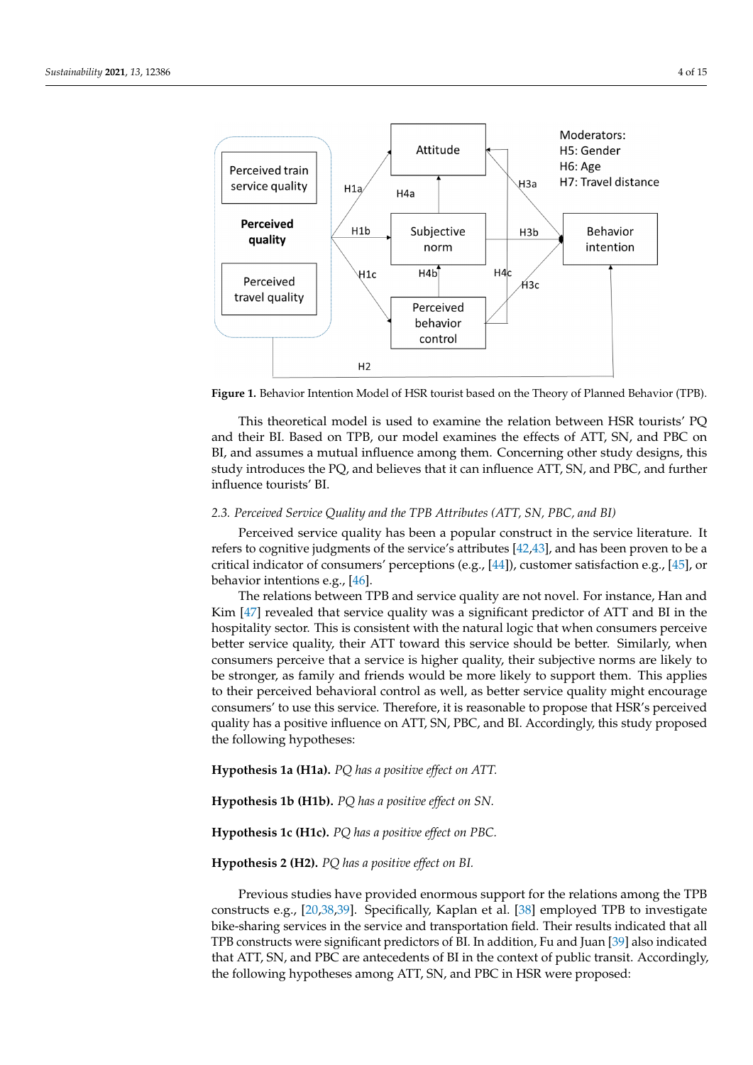**Figure 1.** Behavior Intention Model of HSR tourist based on the Theory of Planned Behavior (TPB).

This theoretical model is used to examine the relation between HSR tourists' PQ and their BI. Based on TPB, our model examines the effects of ATT, SN, and PBC on BI, and assumes a mutual influence among them. Concerning other study designs, this study introduces the PQ, and believes that it can influence ATT, SN, and PBC, and further influence tourists' BI.

### 2.3. Perceived Service Quality and the TPB Attributes (ATT, SN, PBC, and BI)

Perceived service quality has been a popular construct in the service literature. It refers to cognitive judgments of the service's attributes [42,43], and has been proven to be a critical indicator of consumers' perceptions (e.g., [44]), customer satisfaction e.g., [45], or behavior intentions e.g., [46].

The relations between TPB and service quality are not novel. For instance, Han and Kim [47] revealed that service quality was a significant predictor of ATT and BI in the hospitality sector. This is consistent with the natural logic that when consumers perceive better service quality, their ATT toward this service should be better. Similarly, when consumers perceive that a service is higher quality, their subjective norms are likely to be stronger, as family and friends would be more likely to support them. This applies to their perceived behavioral control as well, as better service quality might encourage consumers' to use this service. Therefore, it is reasonable to propose that HSR's perceived quality has a positive influence on ATT, SN, PBC, and BI. Accordingly, this study proposed the following hypotheses:

**Hypothesis 1a (H1a).** *PQ has a positive effect on ATT.*

**Hypothesis 1b (H1b).** *PQ has a positive effect on SN.*

**Hypothesis 1c (H1c).** *PQ has a positive effect on PBC.*

**Hypothesis 2 (H2).** *PQ has a positive effect on BI.*

Previous studies have provided enormous support for the relations among the TPB constructs e.g., [20,38,39]. Specifically, Kaplan et al. [38] employed TPB to investigate bike-sharing services in the service and transportation field. Their results indicated that all TPB constructs were significant predictors of BI. In addition, Fu and Juan [39] also indicated that ATT, SN, and PBC are antecedents of BI in the context of public transit. Accordingly, the following hypotheses among ATT, SN, and PBC in HSR were proposed: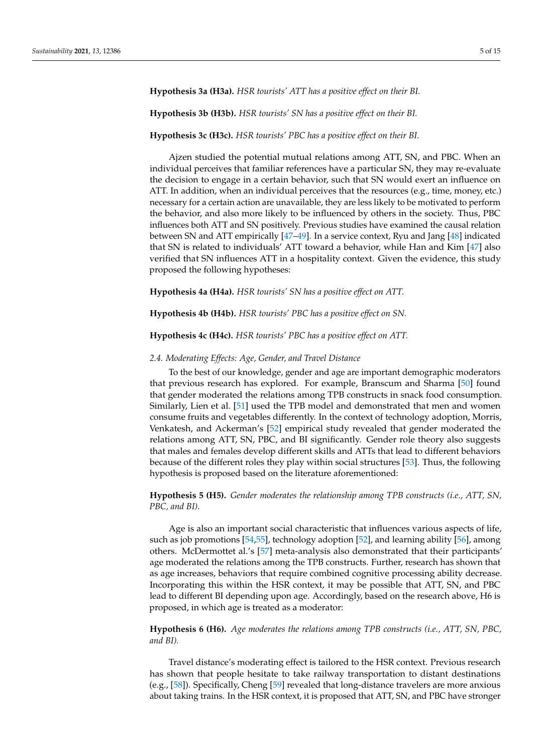**Hypothesis 3a (H3a).** *HSR tourists' ATT has a positive effect on their BI.*

**Hypothesis 3b (H3b).** *HSR tourists' SN has a positive effect on their BI.*

**Hypothesis 3c (H3c).** *HSR tourists' PBC has a positive effect on their BI.*

Ajzen studied the potential mutual relations among ATT, SN, and PBC. When an individual perceives that familiar references have a particular SN, they may re-evaluate the decision to engage in a certain behavior, such that SN would exert an influence on ATT. In addition, when an individual perceives that the resources (e.g., time, money, etc.) necessary for a certain action are unavailable, they are less likely to be motivated to perform the behavior, and also more likely to be influenced by others in the society. Thus, PBC influences both ATT and SN positively. Previous studies have examined the causal relation between SN and ATT empirically [47–49]. In a service context, Ryu and Jang [48] indicated that SN is related to individuals' ATT toward a behavior, while Han and Kim [47] also verified that SN influences ATT in a hospitality context. Given the evidence, this study proposed the following hypotheses:

**Hypothesis 4a (H4a).** *HSR tourists' SN has a positive effect on ATT.*

**Hypothesis 4b (H4b).** *HSR tourists' PBC has a positive effect on SN.*

**Hypothesis 4c (H4c).** *HSR tourists' PBC has a positive effect on ATT.*

### *2.4. Moderating Effects: Age, Gender, and Travel Distance*

To the best of our knowledge, gender and age are important demographic moderators that previous research has explored. For example, Branscum and Sharma [50] found that gender moderated the relations among TPB constructs in snack food consumption. Similarly, Lien et al. [51] used the TPB model and demonstrated that men and women consume fruits and vegetables differently. In the context of technology adoption, Morris, Venkatesh, and Ackerman's [52] empirical study revealed that gender moderated the relations among ATT, SN, PBC, and BI significantly. Gender role theory also suggests that males and females develop different skills and ATTs that lead to different behaviors because of the different roles they play within social structures [53]. Thus, the following hypothesis is proposed based on the literature aforementioned:

**Hypothesis 5 (H5).** *Gender moderates the relationship among TPB constructs (i.e., ATT, SN, PBC, and BI).*

Age is also an important social characteristic that influences various aspects of life, such as job promotions [54,55], technology adoption [52], and learning ability [56], among others. McDermottet al.'s [57] meta-analysis also demonstrated that their participants' age moderated the relations among the TPB constructs. Further, research has shown that as age increases, behaviors that require combined cognitive processing ability decrease. Incorporating this within the HSR context, it may be possible that ATT, SN, and PBC lead to different BI depending upon age. Accordingly, based on the research above, H6 is proposed, in which age is treated as a moderator:

**Hypothesis 6 (H6).** *Age moderates the relations among TPB constructs (i.e., ATT, SN, PBC, and BI).*

Travel distance's moderating effect is tailored to the HSR context. Previous research has shown that people hesitate to take railway transportation to distant destinations (e.g., [58]). Specifically, Cheng [59] revealed that long-distance travelers are more anxious about taking trains. In the HSR context, it is proposed that ATT, SN, and PBC have stronger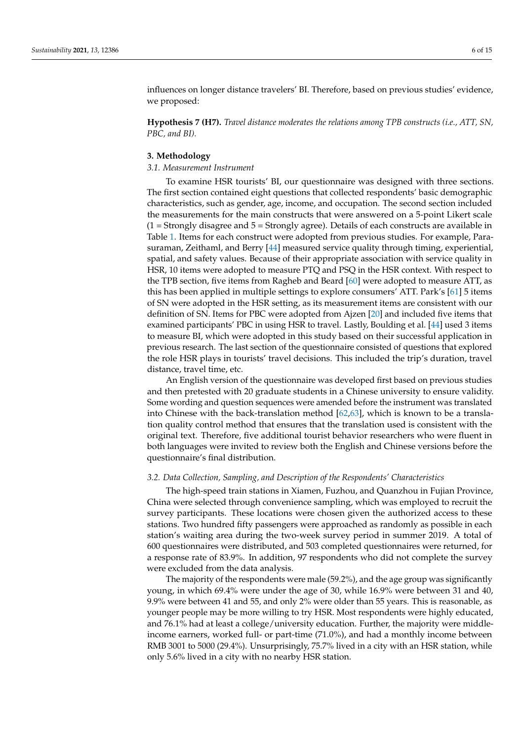influences on longer distance travelers' BI. Therefore, based on previous studies' evidence, we proposed:

**Hypothesis 7 (H7).** *Travel distance moderates the relations among TPB constructs (i.e., ATT, SN, PBC, and BI).*

## 3. Methodology

### *3.1. Measurement Instrument*

To examine HSR tourists' BI, our questionnaire was designed with three sections. The first section contained eight questions that collected respondents' basic demographic characteristics, such as gender, age, income, and occupation. The second section included the measurements for the main constructs that were answered on a 5-point Likert scale (1 = Strongly disagree and 5 = Strongly agree). Details of each constructs are available in Table 1. Items for each construct were adopted from previous studies. For example, Parasuraman, Zeithaml, and Berry [44] measured service quality through timing, experiential, spatial, and safety values. Because of their appropriate association with service quality in HSR, 10 items were adopted to measure PTQ and PSQ in the HSR context. With respect to the TPB section, five items from Ragheb and Beard [60] were adopted to measure ATT, as this has been applied in multiple settings to explore consumers' ATT. Park's [61] 5 items of SN were adopted in the HSR setting, as its measurement items are consistent with our definition of SN. Items for PBC were adopted from Ajzen [20] and included five items that examined participants' PBC in using HSR to travel. Lastly, Boulding et al. [44] used 3 items to measure BI, which were adopted in this study based on their successful application in previous research. The last section of the questionnaire consisted of questions that explored the role HSR plays in tourists' travel decisions. This included the trip's duration, travel distance, travel time, etc.

An English version of the questionnaire was developed first based on previous studies and then pretested with 20 graduate students in a Chinese university to ensure validity. Some wording and question sequences were amended before the instrument was translated into Chinese with the back-translation method [62,63], which is known to be a translation quality control method that ensures that the translation used is consistent with the original text. Therefore, five additional tourist behavior researchers who were fluent in both languages were invited to review both the English and Chinese versions before the questionnaire's final distribution.

### *3.2. Data Collection, Sampling, and Description of the Respondents' Characteristics*

The high-speed train stations in Xiamen, Fuzhou, and Quanzhou in Fujian Province, China were selected through convenience sampling, which was employed to recruit the survey participants. These locations were chosen given the authorized access to these stations. Two hundred fifty passengers were approached as randomly as possible in each station's waiting area during the two-week survey period in summer 2019. A total of 600 questionnaires were distributed, and 503 completed questionnaires were returned, for a response rate of 83.9%. In addition, 97 respondents who did not complete the survey were excluded from the data analysis.

The majority of the respondents were male (59.2%), and the age group was significantly young, in which 69.4% were under the age of 30, while 16.9% were between 31 and 40, 9.9% were between 41 and 55, and only 2% were older than 55 years. This is reasonable, as younger people may be more willing to try HSR. Most respondents were highly educated, and 76.1% had at least a college/university education. Further, the majority were middle-income earners, worked full- or part-time (71.0%), and had a monthly income between RMB 3001 to 5000 (29.4%). Unsurprisingly, 75.7% lived in a city with an HSR station, while only 5.6% lived in a city with no nearby HSR station.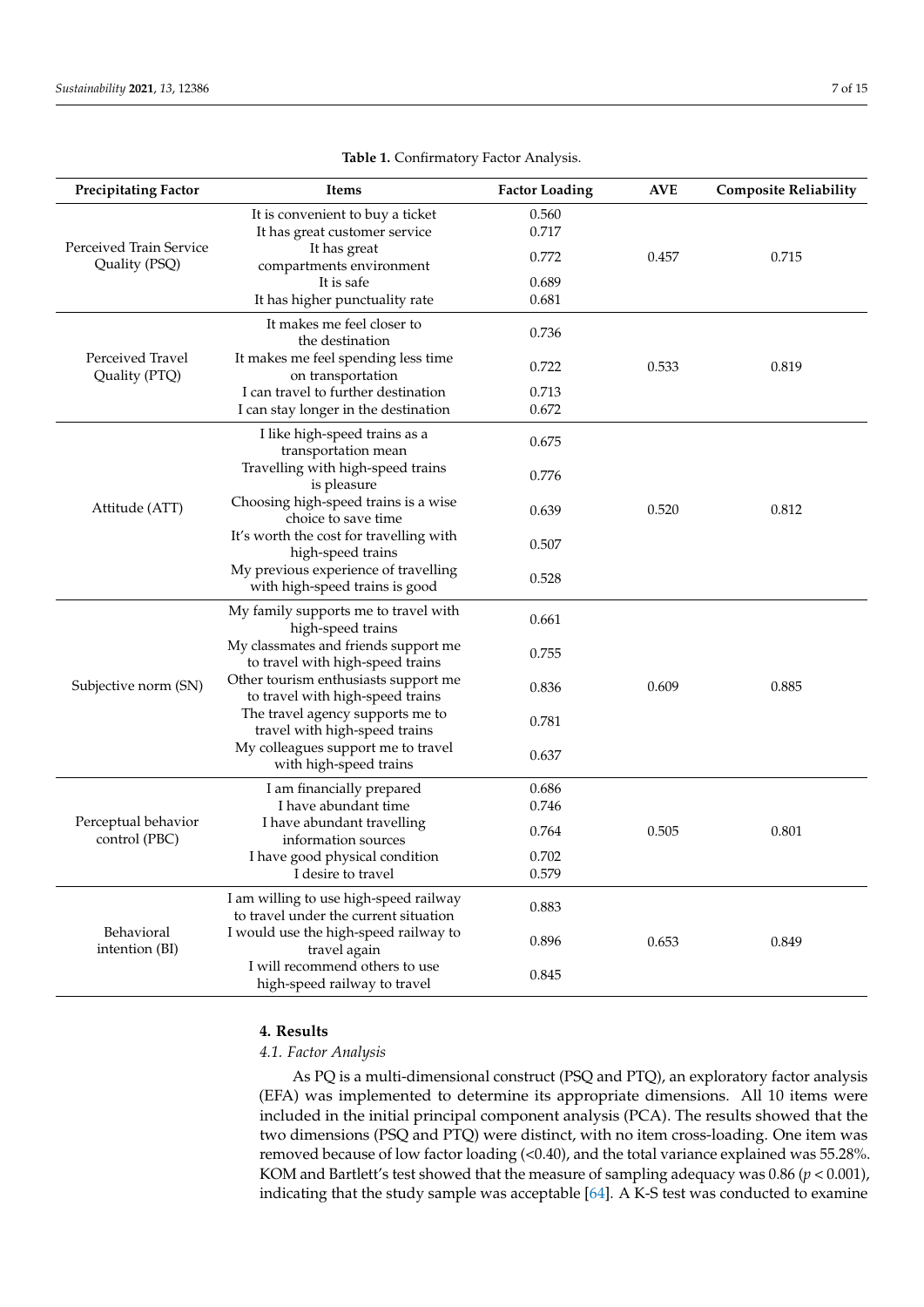**Table 1.** Confirmatory Factor Analysis.

| Precipitating Factor | Items | Factor Loading | AVE | Composite Reliability |
|---|---|---|---|---|
| Perceived Train Service Quality (PSQ) | It is convenient to buy a ticket | 0.560 | 0.457 | 0.715 |
| | It has great customer service | 0.717 | | |
| | It has great compartments environment | 0.772 | | |
| | It is safe | 0.689 | | |
| | It has higher punctuality rate | 0.681 | | |
| Perceived Travel Quality (PTQ) | It makes me feel closer to the destination | 0.736 | 0.533 | 0.819 |
| | It makes me feel spending less time on transportation | 0.722 | | |
| | I can travel to further destination | 0.713 | | |
| | I can stay longer in the destination | 0.672 | | |
| Attitude (ATT) | I like high-speed trains as a transportation mean | 0.675 | 0.520 | 0.812 |
| | Travelling with high-speed trains is pleasure | 0.776 | | |
| | Choosing high-speed trains is a wise choice to save time | 0.639 | | |
| | It's worth the cost for travelling with high-speed trains | 0.507 | | |
| | My previous experience of travelling with high-speed trains is good | 0.528 | | |
| Subjective norm (SN) | My family supports me to travel with high-speed trains | 0.661 | 0.609 | 0.885 |
| | My classmates and friends support me to travel with high-speed trains | 0.755 | | |
| | Other tourism enthusiasts support me to travel with high-speed trains | 0.836 | | |
| | The travel agency supports me to travel with high-speed trains | 0.781 | | |
| | My colleagues support me to travel with high-speed trains | 0.637 | | |
| Perceptual behavior control (PBC) | I am financially prepared | 0.686 | 0.505 | 0.801 |
| | I have abundant time | 0.746 | | |
| | I have abundant travelling information sources | 0.764 | | |
| | I have good physical condition | 0.702 | | |
| | I desire to travel | 0.579 | | |
| Behavioral intention (BI) | I am willing to use high-speed railway to travel under the current situation | 0.883 | 0.653 | 0.849 |
| | I would use the high-speed railway to travel again | 0.896 | | |
| | I will recommend others to use high-speed railway to travel | 0.845 | | |

## 4. Results

### *4.1. Factor Analysis*

As PQ is a multi-dimensional construct (PSQ and PTQ), an exploratory factor analysis (EFA) was implemented to determine its appropriate dimensions. All 10 items were included in the initial principal component analysis (PCA). The results showed that the two dimensions (PSQ and PTQ) were distinct, with no item cross-loading. One item was removed because of low factor loading (<0.40), and the total variance explained was 55.28%. KOM and Bartlett's test showed that the measure of sampling adequacy was 0.86 ($p < 0.001$), indicating that the study sample was acceptable [64]. A K-S test was conducted to examine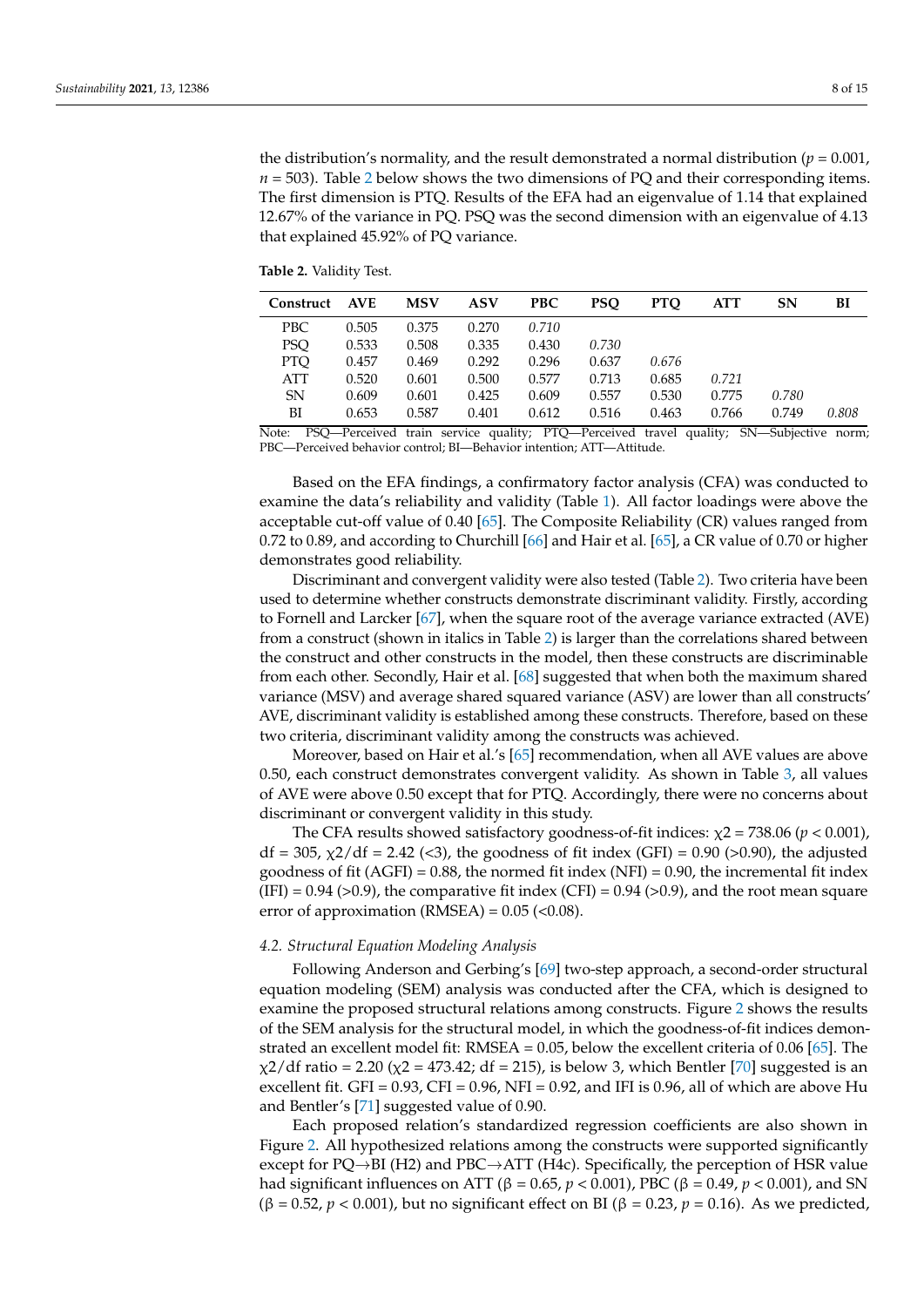the distribution's normality, and the result demonstrated a normal distribution ($p = 0.001$, $n = 503$). Table 2 below shows the two dimensions of PQ and their corresponding items. The first dimension is PTQ. Results of the EFA had an eigenvalue of 1.14 that explained 12.67% of the variance in PQ. PSQ was the second dimension with an eigenvalue of 4.13 that explained 45.92% of PQ variance.

**Table 2.** Validity Test.

| Construct | AVE | MSV | ASV | PBC | PSQ | PTQ | ATT | SN | BI |
|---|---|---|---|---|---|---|---|---|---|
| PBC | 0.505 | 0.375 | 0.270 | *0.710* | | | | | |
| PSQ | 0.533 | 0.508 | 0.335 | 0.430 | *0.730* | | | | |
| PTQ | 0.457 | 0.469 | 0.292 | 0.296 | 0.637 | *0.676* | | | |
| ATT | 0.520 | 0.601 | 0.500 | 0.577 | 0.713 | 0.685 | *0.721* | | |
| SN | 0.609 | 0.601 | 0.425 | 0.609 | 0.557 | 0.530 | 0.775 | *0.780* | |
| BI | 0.653 | 0.587 | 0.401 | 0.612 | 0.516 | 0.463 | 0.766 | 0.749 | *0.808* |

Note: PSQ—Perceived train service quality; PTQ—Perceived travel quality; SN—Subjective norm; PBC—Perceived behavior control; BI—Behavior intention; ATT—Attitude.

Based on the EFA findings, a confirmatory factor analysis (CFA) was conducted to examine the data's reliability and validity (Table 1). All factor loadings were above the acceptable cut-off value of 0.40 [65]. The Composite Reliability (CR) values ranged from 0.72 to 0.89, and according to Churchill [66] and Hair et al. [65], a CR value of 0.70 or higher demonstrates good reliability.

Discriminant and convergent validity were also tested (Table 2). Two criteria have been used to determine whether constructs demonstrate discriminant validity. Firstly, according to Fornell and Larcker [67], when the square root of the average variance extracted (AVE) from a construct (shown in italics in Table 2) is larger than the correlations shared between the construct and other constructs in the model, then these constructs are discriminable from each other. Secondly, Hair et al. [68] suggested that when both the maximum shared variance (MSV) and average shared squared variance (ASV) are lower than all constructs' AVE, discriminant validity is established among these constructs. Therefore, based on these two criteria, discriminant validity among the constructs was achieved.

Moreover, based on Hair et al.'s [65] recommendation, when all AVE values are above 0.50, each construct demonstrates convergent validity. As shown in Table 3, all values of AVE were above 0.50 except that for PTQ. Accordingly, there were no concerns about discriminant or convergent validity in this study.

The CFA results showed satisfactory goodness-of-fit indices: $\chi 2 = 738.06$ ($p < 0.001$), df = 305, $\chi 2/\text{df} = 2.42$ (<3), the goodness of fit index (GFI) = 0.90 (>0.90), the adjusted goodness of fit (AGFI) = 0.88, the normed fit index (NFI) = 0.90, the incremental fit index (IFI) = 0.94 (>0.9), the comparative fit index (CFI) = 0.94 (>0.9), and the root mean square error of approximation (RMSEA) = 0.05 (<0.08).

### *4.2. Structural Equation Modeling Analysis*

Following Anderson and Gerbing's [69] two-step approach, a second-order structural equation modeling (SEM) analysis was conducted after the CFA, which is designed to examine the proposed structural relations among constructs. Figure 2 shows the results of the SEM analysis for the structural model, in which the goodness-of-fit indices demonstrated an excellent model fit: RMSEA = 0.05, below the excellent criteria of 0.06 [65]. The $\chi 2/\text{df}$ ratio = 2.20 ($\chi 2 = 473.42$; df = 215), is below 3, which Bentler [70] suggested is an excellent fit. GFI = 0.93, CFI = 0.96, NFI = 0.92, and IFI is 0.96, all of which are above Hu and Bentler's [71] suggested value of 0.90.

Each proposed relation's standardized regression coefficients are also shown in Figure 2. All hypothesized relations among the constructs were supported significantly except for PQ→BI (H2) and PBC→ATT (H4c). Specifically, the perception of HSR value had significant influences on ATT ($\beta = 0.65$, $p < 0.001$), PBC ($\beta = 0.49$, $p < 0.001$), and SN ($\beta = 0.52$, $p < 0.001$), but no significant effect on BI ($\beta = 0.23$, $p = 0.16$). As we predicted,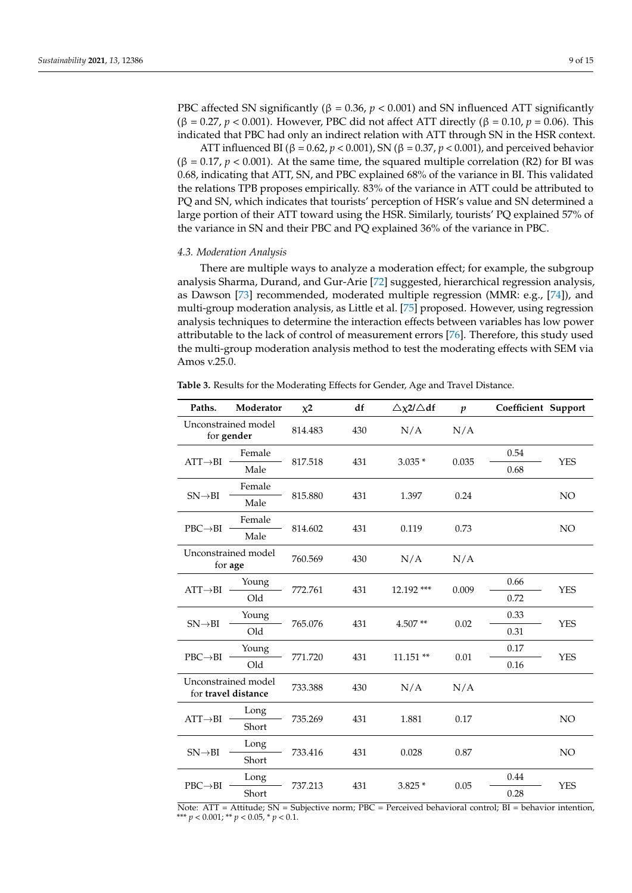PBC affected SN significantly (β = 0.36, $p < 0.001$) and SN influenced ATT significantly (β = 0.27, $p < 0.001$). However, PBC did not affect ATT directly (β = 0.10, $p = 0.06$). This indicated that PBC had only an indirect relation with ATT through SN in the HSR context.

ATT influenced BI (β = 0.62, $p < 0.001$), SN (β = 0.37, $p < 0.001$), and perceived behavior (β = 0.17, $p < 0.001$). At the same time, the squared multiple correlation (R2) for BI was 0.68, indicating that ATT, SN, and PBC explained 68% of the variance in BI. This validated the relations TPB proposes empirically. 83% of the variance in ATT could be attributed to PQ and SN, which indicates that tourists' perception of HSR's value and SN determined a large portion of their ATT toward using the HSR. Similarly, tourists' PQ explained 57% of the variance in SN and their PBC and PQ explained 36% of the variance in PBC.

### 4.3. Moderation Analysis

There are multiple ways to analyze a moderation effect; for example, the subgroup analysis Sharma, Durand, and Gur-Arie [72] suggested, hierarchical regression analysis, as Dawson [73] recommended, moderated multiple regression (MMR: e.g., [74]), and multi-group moderation analysis, as Little et al. [75] proposed. However, using regression analysis techniques to determine the interaction effects between variables has low power attributable to the lack of control of measurement errors [76]. Therefore, this study used the multi-group moderation analysis method to test the moderating effects with SEM via Amos v.25.0.

**Table 3.** Results for the Moderating Effects for Gender, Age and Travel Distance.

| Paths. | Moderator | $\chi2$ | df | $\triangle\chi2/\triangle$df | $p$ | Coefficient | Support |
|---|---|---|---|---|---|---|---|
| Unconstrained model for **gender** | | 814.483 | 430 | N/A | N/A | | |
| ATT→BI | Female | 817.518 | 431 | 3.035 * | 0.035 | 0.54 | YES |
| | Male | | | | | 0.68 | |
| SN→BI | Female | 815.880 | 431 | 1.397 | 0.24 | | NO |
| | Male | | | | | | |
| PBC→BI | Female | 814.602 | 431 | 0.119 | 0.73 | | NO |
| | Male | | | | | | |
| Unconstrained model for **age** | | 760.569 | 430 | N/A | N/A | | |
| ATT→BI | Young | 772.761 | 431 | 12.192 *** | 0.009 | 0.66 | YES |
| | Old | | | | | 0.72 | |
| SN→BI | Young | 765.076 | 431 | 4.507 ** | 0.02 | 0.33 | YES |
| | Old | | | | | 0.31 | |
| PBC→BI | Young | 771.720 | 431 | 11.151 ** | 0.01 | 0.17 | YES |
| | Old | | | | | 0.16 | |
| Unconstrained model for **travel distance** | | 733.388 | 430 | N/A | N/A | | |
| ATT→BI | Long | 735.269 | 431 | 1.881 | 0.17 | | NO |
| | Short | | | | | | |
| SN→BI | Long | 733.416 | 431 | 0.028 | 0.87 | | NO |
| | Short | | | | | | |
| PBC→BI | Long | 737.213 | 431 | 3.825 * | 0.05 | 0.44 | YES |
| | Short | | | | | 0.28 | |

Note: ATT = Attitude; SN = Subjective norm; PBC = Perceived behavioral control; BI = behavior intention, *** $p < 0.001$; ** $p < 0.05$, * $p < 0.1$.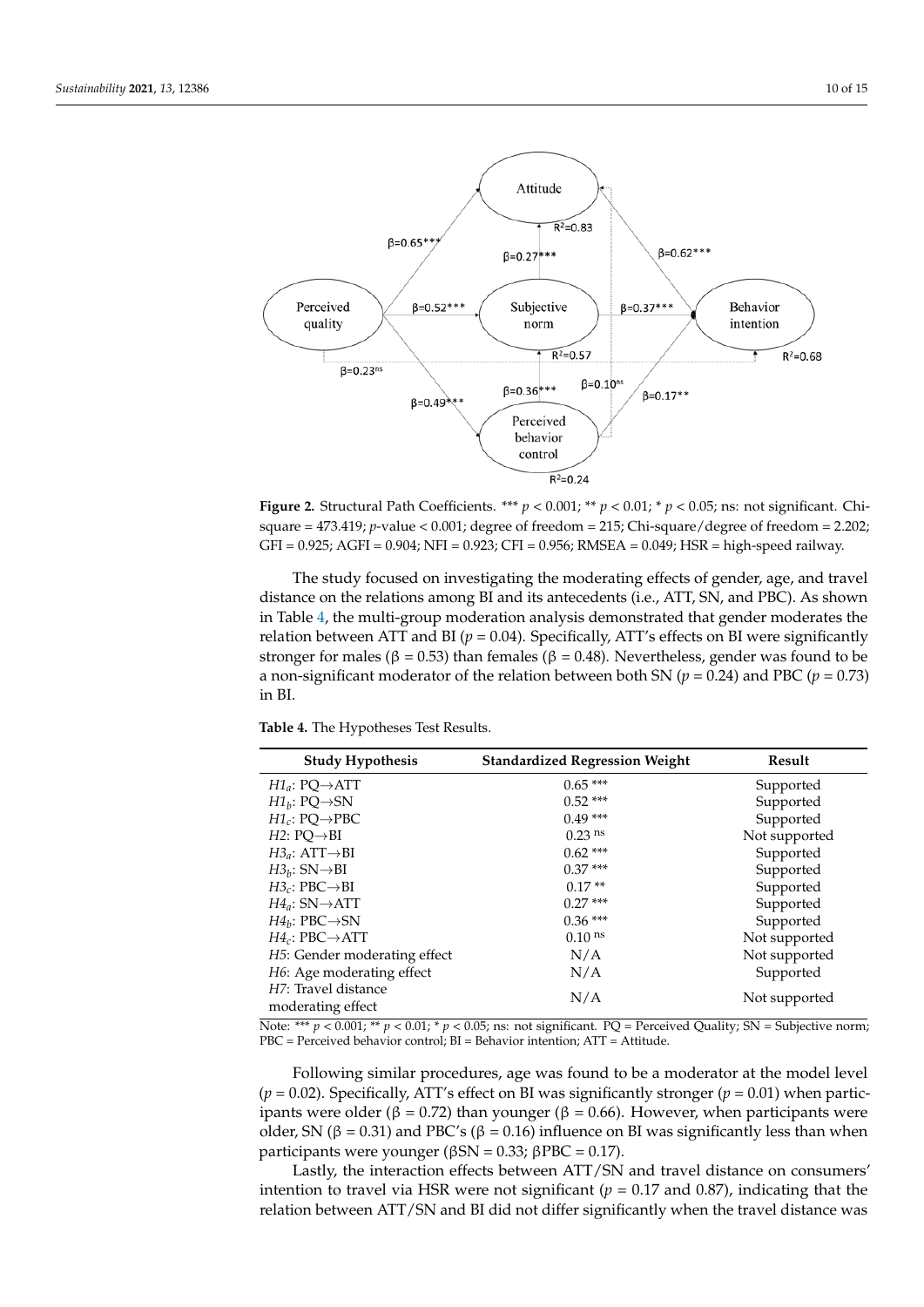**Figure 2.** Structural Path Coefficients. *** $p < 0.001$; ** $p < 0.01$; * $p < 0.05$; ns: not significant. Chi-square = 473.419; $p$-value < 0.001; degree of freedom = 215; Chi-square/degree of freedom = 2.202; GFI = 0.925; AGFI = 0.904; NFI = 0.923; CFI = 0.956; RMSEA = 0.049; HSR = high-speed railway.

The study focused on investigating the moderating effects of gender, age, and travel distance on the relations among BI and its antecedents (i.e., ATT, SN, and PBC). As shown in Table 4, the multi-group moderation analysis demonstrated that gender moderates the relation between ATT and BI ($p = 0.04$). Specifically, ATT's effects on BI were significantly stronger for males ($\beta = 0.53$) than females ($\beta = 0.48$). Nevertheless, gender was found to be a non-significant moderator of the relation between both SN ($p = 0.24$) and PBC ($p = 0.73$) in BI.

**Table 4.** The Hypotheses Test Results.

| Study Hypothesis | Standardized Regression Weight | Result |
|---|---|---|
| $H1_a$: PQ→ATT | 0.65 *** | Supported |
| $H1_b$: PQ→SN | 0.52 *** | Supported |
| $H1_c$: PQ→PBC | 0.49 *** | Supported |
| *H2*: PQ→BI | $0.23^{ns}$ | Not supported |
| $H3_a$: ATT→BI | 0.62 *** | Supported |
| $H3_b$: SN→BI | 0.37 *** | Supported |
| $H3_c$: PBC→BI | 0.17 ** | Supported |
| $H4_a$: SN→ATT | 0.27 *** | Supported |
| $H4_b$: PBC→SN | 0.36 *** | Supported |
| $H4_c$: PBC→ATT | $0.10^{ns}$ | Not supported |
| *H5*: Gender moderating effect | N/A | Not supported |
| *H6*: Age moderating effect | N/A | Supported |
| *H7*: Travel distance moderating effect | N/A | Not supported |

Note: *** $p < 0.001$; ** $p < 0.01$; * $p < 0.05$; ns: not significant. PQ = Perceived Quality; SN = Subjective norm; PBC = Perceived behavior control; BI = Behavior intention; ATT = Attitude.

Following similar procedures, age was found to be a moderator at the model level ($p = 0.02$). Specifically, ATT's effect on BI was significantly stronger ($p = 0.01$) when participants were older ($\beta = 0.72$) than younger ($\beta = 0.66$). However, when participants were older, SN ($\beta = 0.31$) and PBC's ($\beta = 0.16$) influence on BI was significantly less than when participants were younger ($\beta SN = 0.33$; $\beta PBC = 0.17$).

Lastly, the interaction effects between ATT/SN and travel distance on consumers' intention to travel via HSR were not significant ($p = 0.17$ and 0.87), indicating that the relation between ATT/SN and BI did not differ significantly when the travel distance was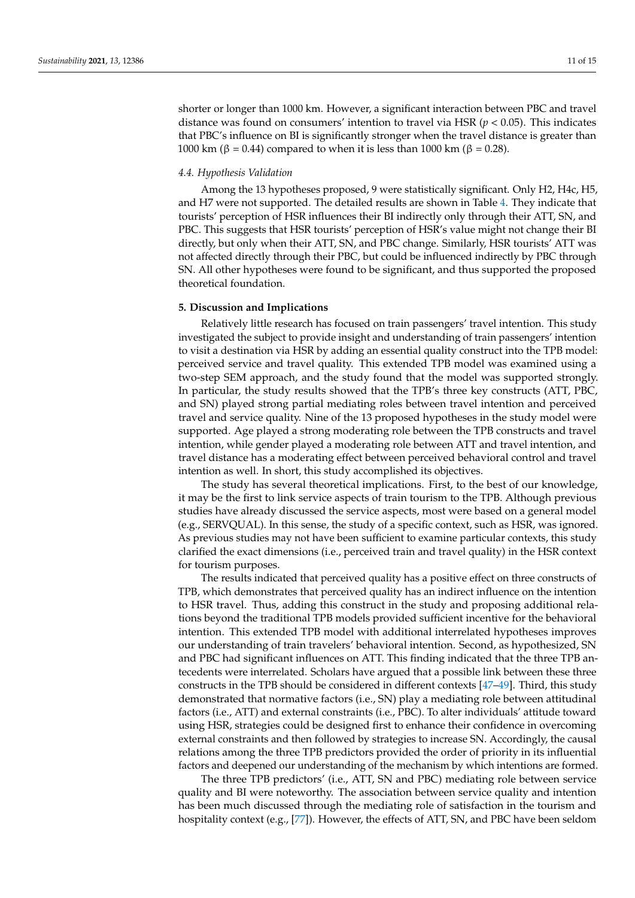shorter or longer than 1000 km. However, a significant interaction between PBC and travel distance was found on consumers' intention to travel via HSR ($p < 0.05$). This indicates that PBC's influence on BI is significantly stronger when the travel distance is greater than 1000 km ($\beta = 0.44$) compared to when it is less than 1000 km ($\beta = 0.28$).

### *4.4. Hypothesis Validation*

Among the 13 hypotheses proposed, 9 were statistically significant. Only H2, H4c, H5, and H7 were not supported. The detailed results are shown in Table 4. They indicate that tourists' perception of HSR influences their BI indirectly only through their ATT, SN, and PBC. This suggests that HSR tourists' perception of HSR's value might not change their BI directly, but only when their ATT, SN, and PBC change. Similarly, HSR tourists' ATT was not affected directly through their PBC, but could be influenced indirectly by PBC through SN. All other hypotheses were found to be significant, and thus supported the proposed theoretical foundation.

## **5. Discussion and Implications**

Relatively little research has focused on train passengers' travel intention. This study investigated the subject to provide insight and understanding of train passengers' intention to visit a destination via HSR by adding an essential quality construct into the TPB model: perceived service and travel quality. This extended TPB model was examined using a two-step SEM approach, and the study found that the model was supported strongly. In particular, the study results showed that the TPB's three key constructs (ATT, PBC, and SN) played strong partial mediating roles between travel intention and perceived travel and service quality. Nine of the 13 proposed hypotheses in the study model were supported. Age played a strong moderating role between the TPB constructs and travel intention, while gender played a moderating role between ATT and travel intention, and travel distance has a moderating effect between perceived behavioral control and travel intention as well. In short, this study accomplished its objectives.

The study has several theoretical implications. First, to the best of our knowledge, it may be the first to link service aspects of train tourism to the TPB. Although previous studies have already discussed the service aspects, most were based on a general model (e.g., SERVQUAL). In this sense, the study of a specific context, such as HSR, was ignored. As previous studies may not have been sufficient to examine particular contexts, this study clarified the exact dimensions (i.e., perceived train and travel quality) in the HSR context for tourism purposes.

The results indicated that perceived quality has a positive effect on three constructs of TPB, which demonstrates that perceived quality has an indirect influence on the intention to HSR travel. Thus, adding this construct in the study and proposing additional relations beyond the traditional TPB models provided sufficient incentive for the behavioral intention. This extended TPB model with additional interrelated hypotheses improves our understanding of train travelers' behavioral intention. Second, as hypothesized, SN and PBC had significant influences on ATT. This finding indicated that the three TPB antecedents were interrelated. Scholars have argued that a possible link between these three constructs in the TPB should be considered in different contexts [47–49]. Third, this study demonstrated that normative factors (i.e., SN) play a mediating role between attitudinal factors (i.e., ATT) and external constraints (i.e., PBC). To alter individuals' attitude toward using HSR, strategies could be designed first to enhance their confidence in overcoming external constraints and then followed by strategies to increase SN. Accordingly, the causal relations among the three TPB predictors provided the order of priority in its influential factors and deepened our understanding of the mechanism by which intentions are formed.

The three TPB predictors' (i.e., ATT, SN and PBC) mediating role between service quality and BI were noteworthy. The association between service quality and intention has been much discussed through the mediating role of satisfaction in the tourism and hospitality context (e.g., [77]). However, the effects of ATT, SN, and PBC have been seldom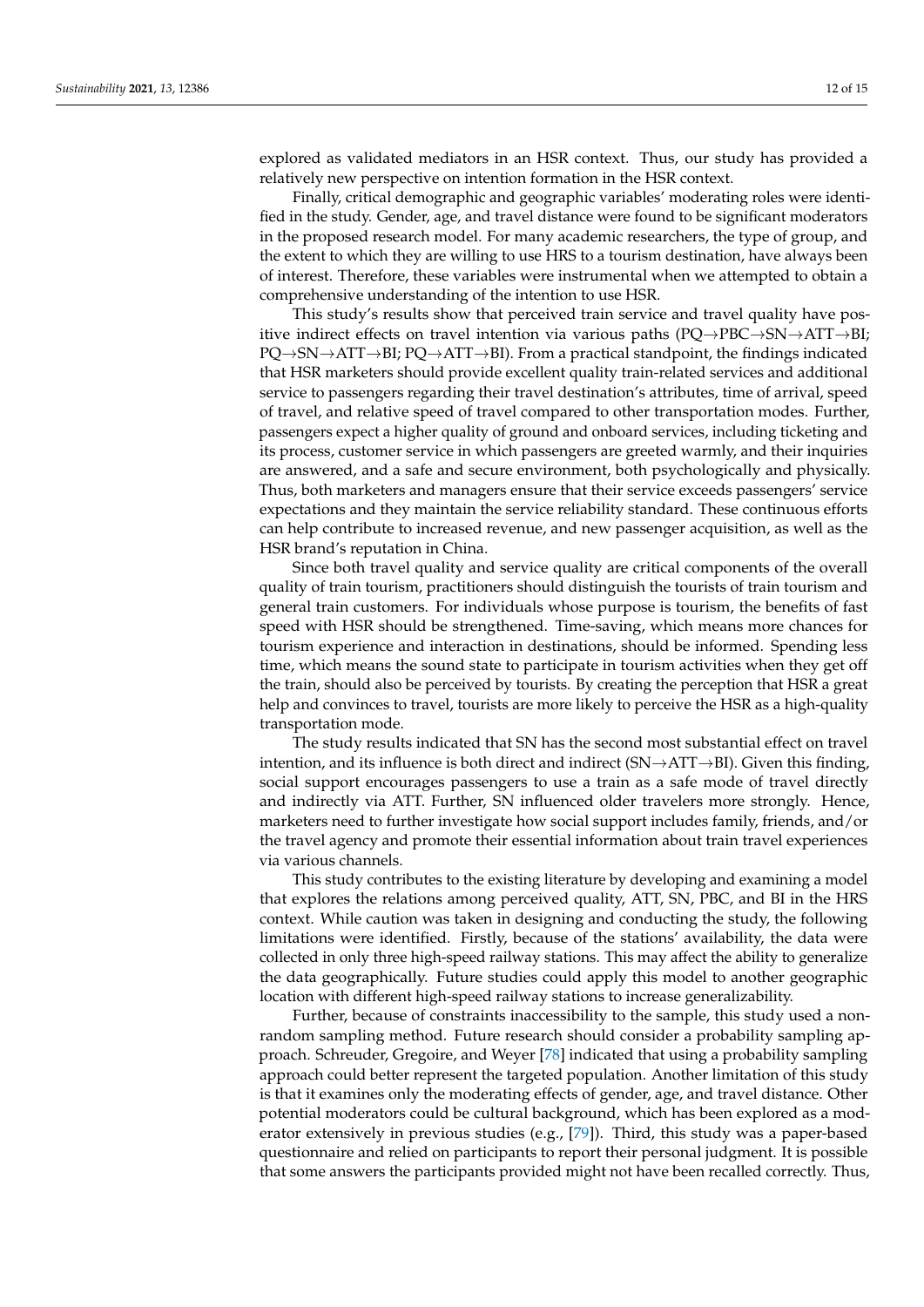explored as validated mediators in an HSR context. Thus, our study has provided a relatively new perspective on intention formation in the HSR context.

Finally, critical demographic and geographic variables' moderating roles were identified in the study. Gender, age, and travel distance were found to be significant moderators in the proposed research model. For many academic researchers, the type of group, and the extent to which they are willing to use HRS to a tourism destination, have always been of interest. Therefore, these variables were instrumental when we attempted to obtain a comprehensive understanding of the intention to use HSR.

This study's results show that perceived train service and travel quality have positive indirect effects on travel intention via various paths (PQ→PBC→SN→ATT→BI; PQ→SN→ATT→BI; PQ→ATT→BI). From a practical standpoint, the findings indicated that HSR marketers should provide excellent quality train-related services and additional service to passengers regarding their travel destination's attributes, time of arrival, speed of travel, and relative speed of travel compared to other transportation modes. Further, passengers expect a higher quality of ground and onboard services, including ticketing and its process, customer service in which passengers are greeted warmly, and their inquiries are answered, and a safe and secure environment, both psychologically and physically. Thus, both marketers and managers ensure that their service exceeds passengers' service expectations and they maintain the service reliability standard. These continuous efforts can help contribute to increased revenue, and new passenger acquisition, as well as the HSR brand's reputation in China.

Since both travel quality and service quality are critical components of the overall quality of train tourism, practitioners should distinguish the tourists of train tourism and general train customers. For individuals whose purpose is tourism, the benefits of fast speed with HSR should be strengthened. Time-saving, which means more chances for tourism experience and interaction in destinations, should be informed. Spending less time, which means the sound state to participate in tourism activities when they get off the train, should also be perceived by tourists. By creating the perception that HSR a great help and convinces to travel, tourists are more likely to perceive the HSR as a high-quality transportation mode.

The study results indicated that SN has the second most substantial effect on travel intention, and its influence is both direct and indirect (SN→ATT→BI). Given this finding, social support encourages passengers to use a train as a safe mode of travel directly and indirectly via ATT. Further, SN influenced older travelers more strongly. Hence, marketers need to further investigate how social support includes family, friends, and/or the travel agency and promote their essential information about train travel experiences via various channels.

This study contributes to the existing literature by developing and examining a model that explores the relations among perceived quality, ATT, SN, PBC, and BI in the HRS context. While caution was taken in designing and conducting the study, the following limitations were identified. Firstly, because of the stations' availability, the data were collected in only three high-speed railway stations. This may affect the ability to generalize the data geographically. Future studies could apply this model to another geographic location with different high-speed railway stations to increase generalizability.

Further, because of constraints inaccessibility to the sample, this study used a non-random sampling method. Future research should consider a probability sampling approach. Schreuder, Gregoire, and Weyer [78] indicated that using a probability sampling approach could better represent the targeted population. Another limitation of this study is that it examines only the moderating effects of gender, age, and travel distance. Other potential moderators could be cultural background, which has been explored as a moderator extensively in previous studies (e.g., [79]). Third, this study was a paper-based questionnaire and relied on participants to report their personal judgment. It is possible that some answers the participants provided might not have been recalled correctly. Thus,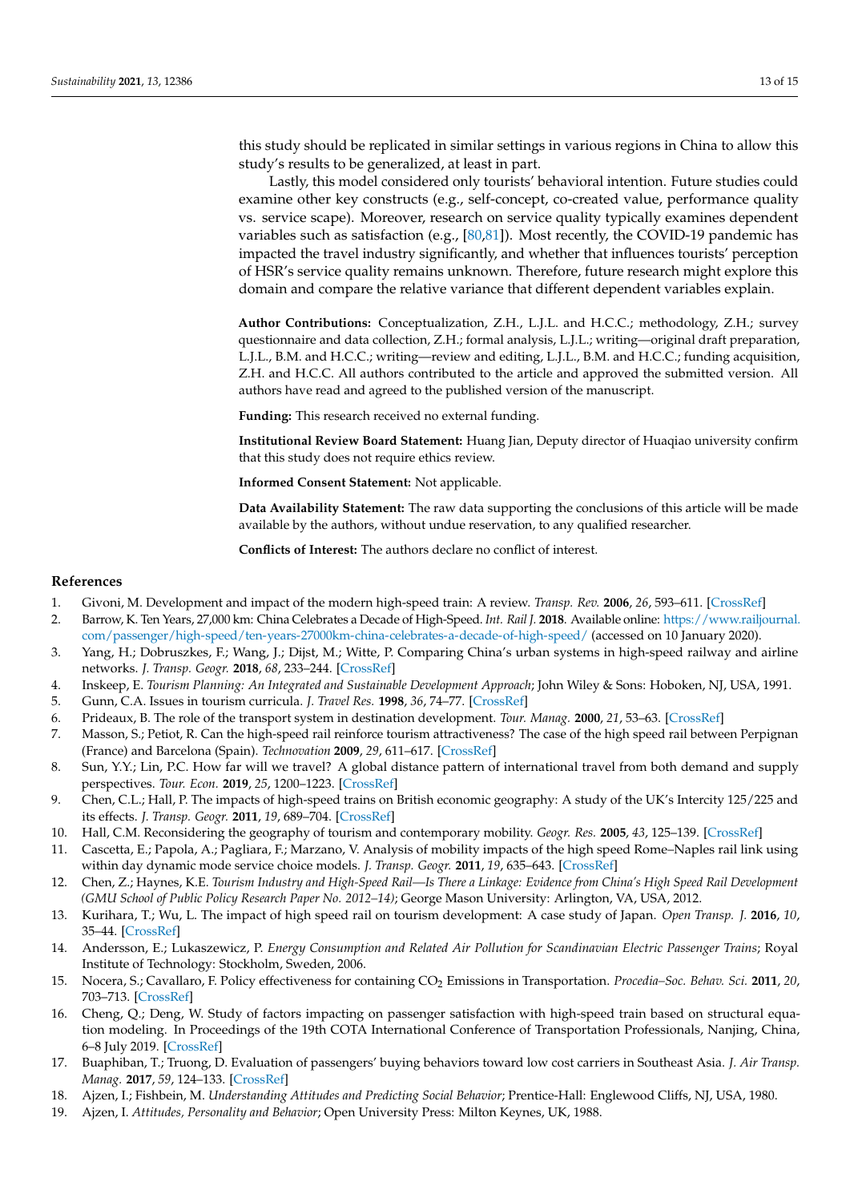this study should be replicated in similar settings in various regions in China to allow this study's results to be generalized, at least in part.

Lastly, this model considered only tourists' behavioral intention. Future studies could examine other key constructs (e.g., self-concept, co-created value, performance quality vs. service scape). Moreover, research on service quality typically examines dependent variables such as satisfaction (e.g., [80,81]). Most recently, the COVID-19 pandemic has impacted the travel industry significantly, and whether that influences tourists' perception of HSR's service quality remains unknown. Therefore, future research might explore this domain and compare the relative variance that different dependent variables explain.

**Author Contributions:** Conceptualization, Z.H., L.J.L. and H.C.C.; methodology, Z.H.; survey questionnaire and data collection, Z.H.; formal analysis, L.J.L.; writing—original draft preparation, L.J.L., B.M. and H.C.C.; writing—review and editing, L.J.L., B.M. and H.C.C.; funding acquisition, Z.H. and H.C.C. All authors contributed to the article and approved the submitted version. All authors have read and agreed to the published version of the manuscript.

**Funding:** This research received no external funding.

**Institutional Review Board Statement:** Huang Jian, Deputy director of Huaqiao university confirm that this study does not require ethics review.

**Informed Consent Statement:** Not applicable.

**Data Availability Statement:** The raw data supporting the conclusions of this article will be made available by the authors, without undue reservation, to any qualified researcher.

**Conflicts of Interest:** The authors declare no conflict of interest.

## References

1. Givoni, M. Development and impact of the modern high-speed train: A review. *Transp. Rev.* **2006**, *26*, 593–611. [CrossRef]
2. Barrow, K. Ten Years, 27,000 km: China Celebrates a Decade of High-Speed. *Int. Rail J.* **2018**. Available online: https://www.railjournal.com/passenger/high-speed/ten-years-27000km-china-celebrates-a-decade-of-high-speed/ (accessed on 10 January 2020).
3. Yang, H.; Dobruszkes, F.; Wang, J.; Dijst, M.; Witte, P. Comparing China's urban systems in high-speed railway and airline networks. *J. Transp. Geogr.* **2018**, *68*, 233–244. [CrossRef]
4. Inskeep, E. *Tourism Planning: An Integrated and Sustainable Development Approach*; John Wiley & Sons: Hoboken, NJ, USA, 1991.
5. Gunn, C.A. Issues in tourism curricula. *J. Travel Res.* **1998**, *36*, 74–77. [CrossRef]
6. Prideaux, B. The role of the transport system in destination development. *Tour. Manag.* **2000**, *21*, 53–63. [CrossRef]
7. Masson, S.; Petiot, R. Can the high-speed rail reinforce tourism attractiveness? The case of the high speed rail between Perpignan (France) and Barcelona (Spain). *Technovation* **2009**, *29*, 611–617. [CrossRef]
8. Sun, Y.Y.; Lin, P.C. How far will we travel? A global distance pattern of international travel from both demand and supply perspectives. *Tour. Econ.* **2019**, *25*, 1200–1223. [CrossRef]
9. Chen, C.L.; Hall, P. The impacts of high-speed trains on British economic geography: A study of the UK's Intercity 125/225 and its effects. *J. Transp. Geogr.* **2011**, *19*, 689–704. [CrossRef]
10. Hall, C.M. Reconsidering the geography of tourism and contemporary mobility. *Geogr. Res.* **2005**, *43*, 125–139. [CrossRef]
11. Cascetta, E.; Papola, A.; Pagliara, F.; Marzano, V. Analysis of mobility impacts of the high speed Rome–Naples rail link using within day dynamic mode service choice models. *J. Transp. Geogr.* **2011**, *19*, 635–643. [CrossRef]
12. Chen, Z.; Haynes, K.E. *Tourism Industry and High-Speed Rail—Is There a Linkage: Evidence from China's High Speed Rail Development (GMU School of Public Policy Research Paper No. 2012–14)*; George Mason University: Arlington, VA, USA, 2012.
13. Kurihara, T.; Wu, L. The impact of high speed rail on tourism development: A case study of Japan. *Open Transp. J.* **2016**, *10*, 35–44. [CrossRef]
14. Andersson, E.; Lukaszewicz, P. *Energy Consumption and Related Air Pollution for Scandinavian Electric Passenger Trains*; Royal Institute of Technology: Stockholm, Sweden, 2006.
15. Nocera, S.; Cavallaro, F. Policy effectiveness for containing $CO_2$ Emissions in Transportation. *Procedia–Soc. Behav. Sci.* **2011**, *20*, 703–713. [CrossRef]
16. Cheng, Q.; Deng, W. Study of factors impacting on passenger satisfaction with high-speed train based on structural equation modeling. In Proceedings of the 19th COTA International Conference of Transportation Professionals, Nanjing, China, 6–8 July 2019. [CrossRef]
17. Buaphiban, T.; Truong, D. Evaluation of passengers' buying behaviors toward low cost carriers in Southeast Asia. *J. Air Transp. Manag.* **2017**, *59*, 124–133. [CrossRef]
18. Ajzen, I.; Fishbein, M. *Understanding Attitudes and Predicting Social Behavior*; Prentice-Hall: Englewood Cliffs, NJ, USA, 1980.
19. Ajzen, I. *Attitudes, Personality and Behavior*; Open University Press: Milton Keynes, UK, 1988.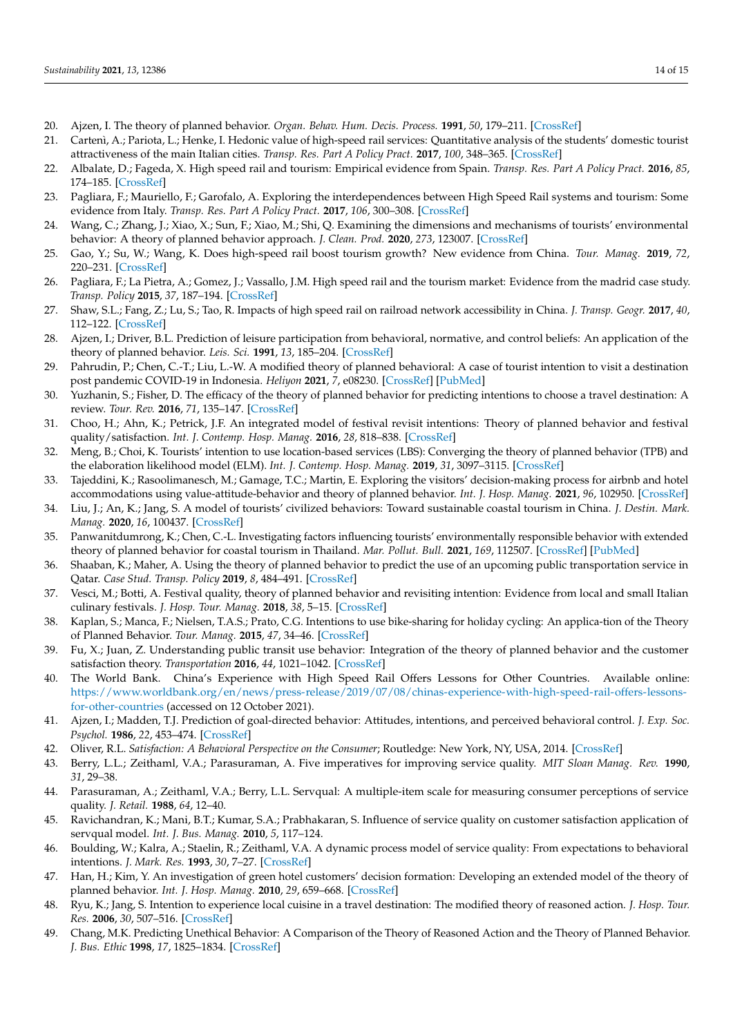20. Ajzen, I. The theory of planned behavior. *Organ. Behav. Hum. Decis. Process.* **1991**, *50*, 179–211. [CrossRef]
21. Cartenì, A.; Pariota, L.; Henke, I. Hedonic value of high-speed rail services: Quantitative analysis of the students' domestic tourist attractiveness of the main Italian cities. *Transp. Res. Part A Policy Pract.* **2017**, *100*, 348–365. [CrossRef]
22. Albalate, D.; Fageda, X. High speed rail and tourism: Empirical evidence from Spain. *Transp. Res. Part A Policy Pract.* **2016**, *85*, 174–185. [CrossRef]
23. Pagliara, F.; Mauriello, F.; Garofalo, A. Exploring the interdependences between High Speed Rail systems and tourism: Some evidence from Italy. *Transp. Res. Part A Policy Pract.* **2017**, *106*, 300–308. [CrossRef]
24. Wang, C.; Zhang, J.; Xiao, X.; Sun, F.; Xiao, M.; Shi, Q. Examining the dimensions and mechanisms of tourists' environmental behavior: A theory of planned behavior approach. *J. Clean. Prod.* **2020**, *273*, 123007. [CrossRef]
25. Gao, Y.; Su, W.; Wang, K. Does high-speed rail boost tourism growth? New evidence from China. *Tour. Manag.* **2019**, *72*, 220–231. [CrossRef]
26. Pagliara, F.; La Pietra, A.; Gomez, J.; Vassallo, J.M. High speed rail and the tourism market: Evidence from the madrid case study. *Transp. Policy* **2015**, *37*, 187–194. [CrossRef]
27. Shaw, S.L.; Fang, Z.; Lu, S.; Tao, R. Impacts of high speed rail on railroad network accessibility in China. *J. Transp. Geogr.* **2017**, *40*, 112–122. [CrossRef]
28. Ajzen, I.; Driver, B.L. Prediction of leisure participation from behavioral, normative, and control beliefs: An application of the theory of planned behavior. *Leis. Sci.* **1991**, *13*, 185–204. [CrossRef]
29. Pahrudin, P.; Chen, C.-T.; Liu, L.-W. A modified theory of planned behavioral: A case of tourist intention to visit a destination post pandemic COVID-19 in Indonesia. *Heliyon* **2021**, *7*, e08230. [CrossRef] [PubMed]
30. Yuzhanin, S.; Fisher, D. The efficacy of the theory of planned behavior for predicting intentions to choose a travel destination: A review. *Tour. Rev.* **2016**, *71*, 135–147. [CrossRef]
31. Choo, H.; Ahn, K.; Petrick, J.F. An integrated model of festival revisit intentions: Theory of planned behavior and festival quality/satisfaction. *Int. J. Contemp. Hosp. Manag.* **2016**, *28*, 818–838. [CrossRef]
32. Meng, B.; Choi, K. Tourists' intention to use location-based services (LBS): Converging the theory of planned behavior (TPB) and the elaboration likelihood model (ELM). *Int. J. Contemp. Hosp. Manag.* **2019**, *31*, 3097–3115. [CrossRef]
33. Tajeddini, K.; Rasoolimanesch, M.; Gamage, T.C.; Martin, E. Exploring the visitors' decision-making process for airbnb and hotel accommodations using value-attitude-behavior and theory of planned behavior. *Int. J. Hosp. Manag.* **2021**, *96*, 102950. [CrossRef]
34. Liu, J.; An, K.; Jang, S. A model of tourists' civilized behaviors: Toward sustainable coastal tourism in China. *J. Destin. Mark. Manag.* **2020**, *16*, 100437. [CrossRef]
35. Panwanitdumrong, K.; Chen, C.-L. Investigating factors influencing tourists' environmentally responsible behavior with extended theory of planned behavior for coastal tourism in Thailand. *Mar. Pollut. Bull.* **2021**, *169*, 112507. [CrossRef] [PubMed]
36. Shaaban, K.; Maher, A. Using the theory of planned behavior to predict the use of an upcoming public transportation service in Qatar. *Case Stud. Transp. Policy* **2019**, *8*, 484–491. [CrossRef]
37. Vesci, M.; Botti, A. Festival quality, theory of planned behavior and revisiting intention: Evidence from local and small Italian culinary festivals. *J. Hosp. Tour. Manag.* **2018**, *38*, 5–15. [CrossRef]
38. Kaplan, S.; Manca, F.; Nielsen, T.A.S.; Prato, C.G. Intentions to use bike-sharing for holiday cycling: An applica-tion of the Theory of Planned Behavior. *Tour. Manag.* **2015**, *47*, 34–46. [CrossRef]
39. Fu, X.; Juan, Z. Understanding public transit use behavior: Integration of the theory of planned behavior and the customer satisfaction theory. *Transportation* **2016**, *44*, 1021–1042. [CrossRef]
40. The World Bank. China's Experience with High Speed Rail Offers Lessons for Other Countries. Available online: https://www.worldbank.org/en/news/press-release/2019/07/08/chinas-experience-with-high-speed-rail-offers-lessons-for-other-countries (accessed on 12 October 2021).
41. Ajzen, I.; Madden, T.J. Prediction of goal-directed behavior: Attitudes, intentions, and perceived behavioral control. *J. Exp. Soc. Psychol.* **1986**, *22*, 453–474. [CrossRef]
42. Oliver, R.L. *Satisfaction: A Behavioral Perspective on the Consumer*; Routledge: New York, NY, USA, 2014. [CrossRef]
43. Berry, L.L.; Zeithaml, V.A.; Parasuraman, A. Five imperatives for improving service quality. *MIT Sloan Manag. Rev.* **1990**, *31*, 29–38.
44. Parasuraman, A.; Zeithaml, V.A.; Berry, L.L. Servqual: A multiple-item scale for measuring consumer perceptions of service quality. *J. Retail.* **1988**, *64*, 12–40.
45. Ravichandran, K.; Mani, B.T.; Kumar, S.A.; Prabhakaran, S. Influence of service quality on customer satisfaction application of servqual model. *Int. J. Bus. Manag.* **2010**, *5*, 117–124.
46. Boulding, W.; Kalra, A.; Staelin, R.; Zeithaml, V.A. A dynamic process model of service quality: From expectations to behavioral intentions. *J. Mark. Res.* **1993**, *30*, 7–27. [CrossRef]
47. Han, H.; Kim, Y. An investigation of green hotel customers' decision formation: Developing an extended model of the theory of planned behavior. *Int. J. Hosp. Manag.* **2010**, *29*, 659–668. [CrossRef]
48. Ryu, K.; Jang, S. Intention to experience local cuisine in a travel destination: The modified theory of reasoned action. *J. Hosp. Tour. Res.* **2006**, *30*, 507–516. [CrossRef]
49. Chang, M.K. Predicting Unethical Behavior: A Comparison of the Theory of Reasoned Action and the Theory of Planned Behavior. *J. Bus. Ethic* **1998**, *17*, 1825–1834. [CrossRef]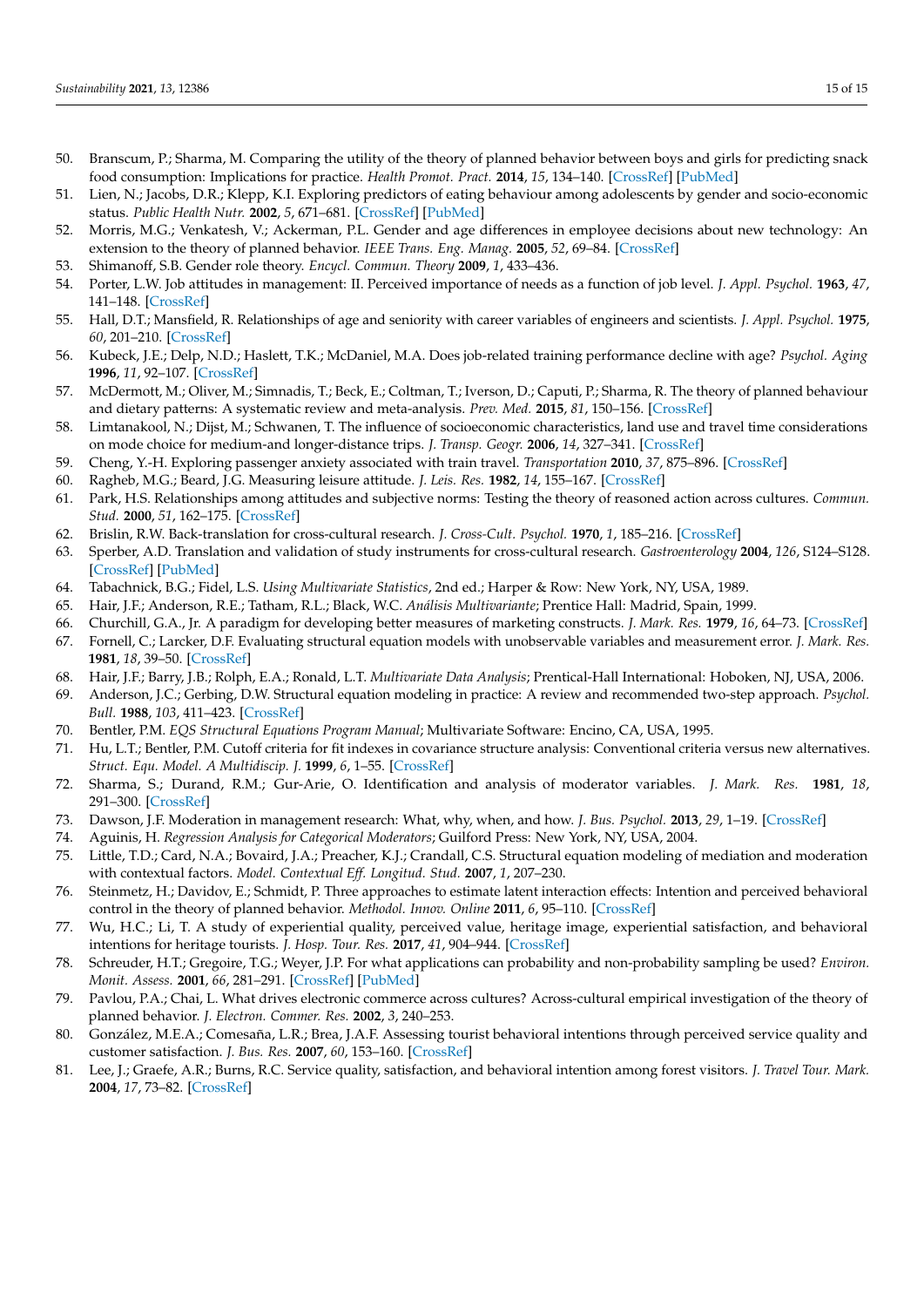50. Branscum, P.; Sharma, M. Comparing the utility of the theory of planned behavior between boys and girls for predicting snack food consumption: Implications for practice. *Health Promot. Pract.* **2014**, *15*, 134–140. [CrossRef] [PubMed]
51. Lien, N.; Jacobs, D.R.; Klepp, K.I. Exploring predictors of eating behaviour among adolescents by gender and socio-economic status. *Public Health Nutr.* **2002**, *5*, 671–681. [CrossRef] [PubMed]
52. Morris, M.G.; Venkatesh, V.; Ackerman, P.L. Gender and age differences in employee decisions about new technology: An extension to the theory of planned behavior. *IEEE Trans. Eng. Manag.* **2005**, *52*, 69–84. [CrossRef]
53. Shimanoff, S.B. Gender role theory. *Encycl. Commun. Theory* **2009**, *1*, 433–436.
54. Porter, L.W. Job attitudes in management: II. Perceived importance of needs as a function of job level. *J. Appl. Psychol.* **1963**, *47*, 141–148. [CrossRef]
55. Hall, D.T.; Mansfield, R. Relationships of age and seniority with career variables of engineers and scientists. *J. Appl. Psychol.* **1975**, *60*, 201–210. [CrossRef]
56. Kubeck, J.E.; Delp, N.D.; Haslett, T.K.; McDaniel, M.A. Does job-related training performance decline with age? *Psychol. Aging* **1996**, *11*, 92–107. [CrossRef]
57. McDermott, M.; Oliver, M.; Simnadis, T.; Beck, E.; Coltman, T.; Iverson, D.; Caputi, P.; Sharma, R. The theory of planned behaviour and dietary patterns: A systematic review and meta-analysis. *Prev. Med.* **2015**, *81*, 150–156. [CrossRef]
58. Limtanakool, N.; Dijst, M.; Schwanen, T. The influence of socioeconomic characteristics, land use and travel time considerations on mode choice for medium-and longer-distance trips. *J. Transp. Geogr.* **2006**, *14*, 327–341. [CrossRef]
59. Cheng, Y.-H. Exploring passenger anxiety associated with train travel. *Transportation* **2010**, *37*, 875–896. [CrossRef]
60. Ragheb, M.G.; Beard, J.G. Measuring leisure attitude. *J. Leis. Res.* **1982**, *14*, 155–167. [CrossRef]
61. Park, H.S. Relationships among attitudes and subjective norms: Testing the theory of reasoned action across cultures. *Commun. Stud.* **2000**, *51*, 162–175. [CrossRef]
62. Brislin, R.W. Back-translation for cross-cultural research. *J. Cross-Cult. Psychol.* **1970**, *1*, 185–216. [CrossRef]
63. Sperber, A.D. Translation and validation of study instruments for cross-cultural research. *Gastroenterology* **2004**, *126*, S124–S128. [CrossRef] [PubMed]
64. Tabachnick, B.G.; Fidel, L.S. *Using Multivariate Statistics*, 2nd ed.; Harper & Row: New York, NY, USA, 1989.
65. Hair, J.F.; Anderson, R.E.; Tatham, R.L.; Black, W.C. *Análisis Multivariante*; Prentice Hall: Madrid, Spain, 1999.
66. Churchill, G.A., Jr. A paradigm for developing better measures of marketing constructs. *J. Mark. Res.* **1979**, *16*, 64–73. [CrossRef]
67. Fornell, C.; Larcker, D.F. Evaluating structural equation models with unobservable variables and measurement error. *J. Mark. Res.* **1981**, *18*, 39–50. [CrossRef]
68. Hair, J.F.; Barry, J.B.; Rolph, E.A.; Ronald, L.T. *Multivariate Data Analysis*; Prentical-Hall International: Hoboken, NJ, USA, 2006.
69. Anderson, J.C.; Gerbing, D.W. Structural equation modeling in practice: A review and recommended two-step approach. *Psychol. Bull.* **1988**, *103*, 411–423. [CrossRef]
70. Bentler, P.M. *EQS Structural Equations Program Manual*; Multivariate Software: Encino, CA, USA, 1995.
71. Hu, L.T.; Bentler, P.M. Cutoff criteria for fit indexes in covariance structure analysis: Conventional criteria versus new alternatives. *Struct. Equ. Model. A Multidiscip. J.* **1999**, *6*, 1–55. [CrossRef]
72. Sharma, S.; Durand, R.M.; Gur-Arie, O. Identification and analysis of moderator variables. *J. Mark. Res.* **1981**, *18*, 291–300. [CrossRef]
73. Dawson, J.F. Moderation in management research: What, why, when, and how. *J. Bus. Psychol.* **2013**, *29*, 1–19. [CrossRef]
74. Aguinis, H. *Regression Analysis for Categorical Moderators*; Guilford Press: New York, NY, USA, 2004.
75. Little, T.D.; Card, N.A.; Bovaird, J.A.; Preacher, K.J.; Crandall, C.S. Structural equation modeling of mediation and moderation with contextual factors. *Model. Contextual Eff. Longitud. Stud.* **2007**, *1*, 207–230.
76. Steinmetz, H.; Davidov, E.; Schmidt, P. Three approaches to estimate latent interaction effects: Intention and perceived behavioral control in the theory of planned behavior. *Methodol. Innov. Online* **2011**, *6*, 95–110. [CrossRef]
77. Wu, H.C.; Li, T. A study of experiential quality, perceived value, heritage image, experiential satisfaction, and behavioral intentions for heritage tourists. *J. Hosp. Tour. Res.* **2017**, *41*, 904–944. [CrossRef]
78. Schreuder, H.T.; Gregoire, T.G.; Weyer, J.P. For what applications can probability and non-probability sampling be used? *Environ. Monit. Assess.* **2001**, *66*, 281–291. [CrossRef] [PubMed]
79. Pavlou, P.A.; Chai, L. What drives electronic commerce across cultures? Across-cultural empirical investigation of the theory of planned behavior. *J. Electron. Commer. Res.* **2002**, *3*, 240–253.
80. González, M.E.A.; Comesaña, L.R.; Brea, J.A.F. Assessing tourist behavioral intentions through perceived service quality and customer satisfaction. *J. Bus. Res.* **2007**, *60*, 153–160. [CrossRef]
81. Lee, J.; Graefe, A.R.; Burns, R.C. Service quality, satisfaction, and behavioral intention among forest visitors. *J. Travel Tour. Mark.* **2004**, *17*, 73–82. [CrossRef]